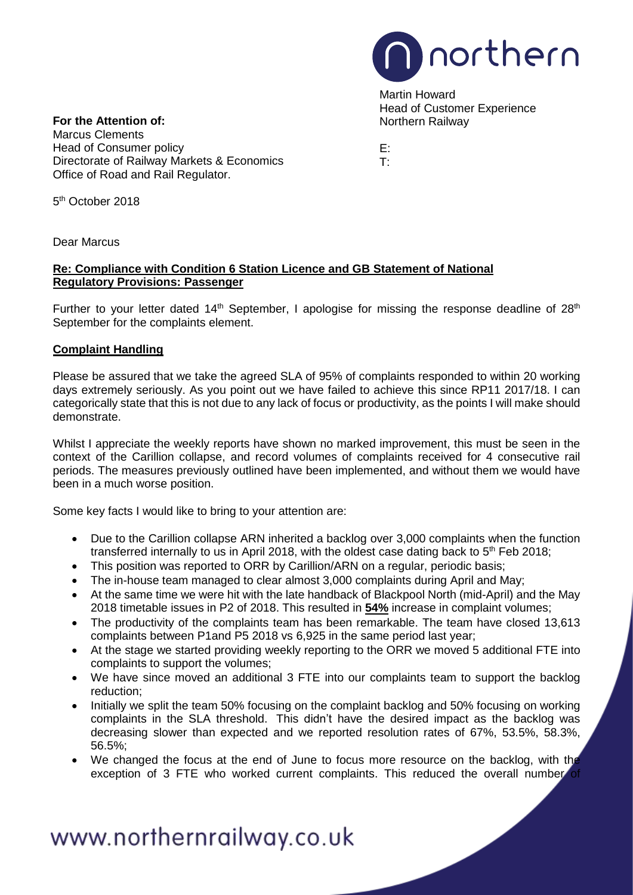Martin Howard
Head of Customer Experience
Northern Railway

E:
T:

**For the Attention of:**
Marcus Clements
Head of Consumer policy
Directorate of Railway Markets & Economics
Office of Road and Rail Regulator.

5th October 2018

Dear Marcus

**Re: Compliance with Condition 6 Station Licence and GB Statement of National Regulatory Provisions: Passenger**

Further to your letter dated 14th September, I apologise for missing the response deadline of 28th September for the complaints element.

**Complaint Handling**

Please be assured that we take the agreed SLA of 95% of complaints responded to within 20 working days extremely seriously. As you point out we have failed to achieve this since RP11 2017/18. I can categorically state that this is not due to any lack of focus or productivity, as the points I will make should demonstrate.

Whilst I appreciate the weekly reports have shown no marked improvement, this must be seen in the context of the Carillion collapse, and record volumes of complaints received for 4 consecutive rail periods. The measures previously outlined have been implemented, and without them we would have been in a much worse position.

Some key facts I would like to bring to your attention are:

- Due to the Carillion collapse ARN inherited a backlog over 3,000 complaints when the function transferred internally to us in April 2018, with the oldest case dating back to 5th Feb 2018;
- This position was reported to ORR by Carillion/ARN on a regular, periodic basis;
- The in-house team managed to clear almost 3,000 complaints during April and May;
- At the same time we were hit with the late handback of Blackpool North (mid-April) and the May 2018 timetable issues in P2 of 2018. This resulted in **54%** increase in complaint volumes;
- The productivity of the complaints team has been remarkable. The team have closed 13,613 complaints between P1and P5 2018 vs 6,925 in the same period last year;
- At the stage we started providing weekly reporting to the ORR we moved 5 additional FTE into complaints to support the volumes;
- We have since moved an additional 3 FTE into our complaints team to support the backlog reduction;
- Initially we split the team 50% focusing on the complaint backlog and 50% focusing on working complaints in the SLA threshold. This didn't have the desired impact as the backlog was decreasing slower than expected and we reported resolution rates of 67%, 53.5%, 58.3%, 56.5%;
- We changed the focus at the end of June to focus more resource on the backlog, with the exception of 3 FTE who worked current complaints. This reduced the overall number of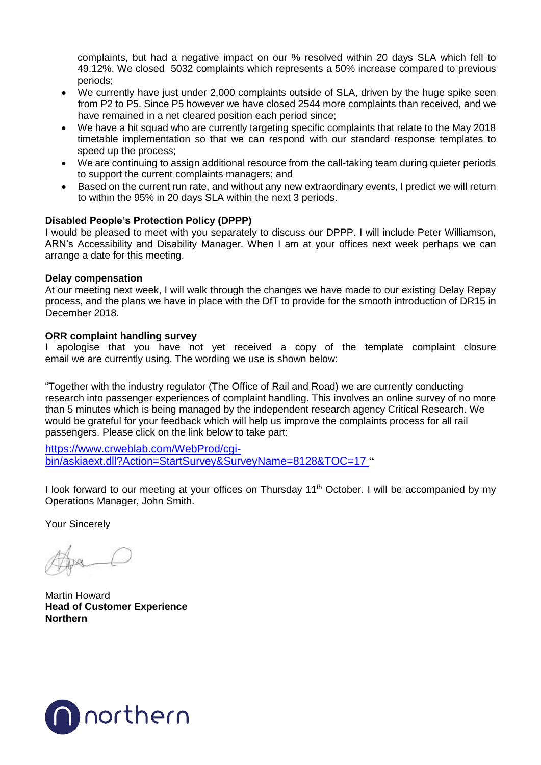complaints, but had a negative impact on our % resolved within 20 days SLA which fell to 49.12%. We closed 5032 complaints which represents a 50% increase compared to previous periods;

- We currently have just under 2,000 complaints outside of SLA, driven by the huge spike seen from P2 to P5. Since P5 however we have closed 2544 more complaints than received, and we have remained in a net cleared position each period since;
- We have a hit squad who are currently targeting specific complaints that relate to the May 2018 timetable implementation so that we can respond with our standard response templates to speed up the process;
- We are continuing to assign additional resource from the call-taking team during quieter periods to support the current complaints managers; and
- Based on the current run rate, and without any new extraordinary events, I predict we will return to within the 95% in 20 days SLA within the next 3 periods.

**Disabled People's Protection Policy (DPPP)**
I would be pleased to meet with you separately to discuss our DPPP. I will include Peter Williamson, ARN's Accessibility and Disability Manager. When I am at your offices next week perhaps we can arrange a date for this meeting.

**Delay compensation**
At our meeting next week, I will walk through the changes we have made to our existing Delay Repay process, and the plans we have in place with the DfT to provide for the smooth introduction of DR15 in December 2018.

**ORR complaint handling survey**
I apologise that you have not yet received a copy of the template complaint closure email we are currently using. The wording we use is shown below:

"Together with the industry regulator (The Office of Rail and Road) we are currently conducting research into passenger experiences of complaint handling. This involves an online survey of no more than 5 minutes which is being managed by the independent research agency Critical Research. We would be grateful for your feedback which will help us improve the complaints process for all rail passengers. Please click on the link below to take part:

https://www.crweblab.com/WebProd/cgi-bin/askiaext.dll?Action=StartSurvey&SurveyName=8128&TOC=17 "

I look forward to our meeting at your offices on Thursday 11th October. I will be accompanied by my Operations Manager, John Smith.

Your Sincerely

Martin Howard
**Head of Customer Experience**
**Northern**

northern